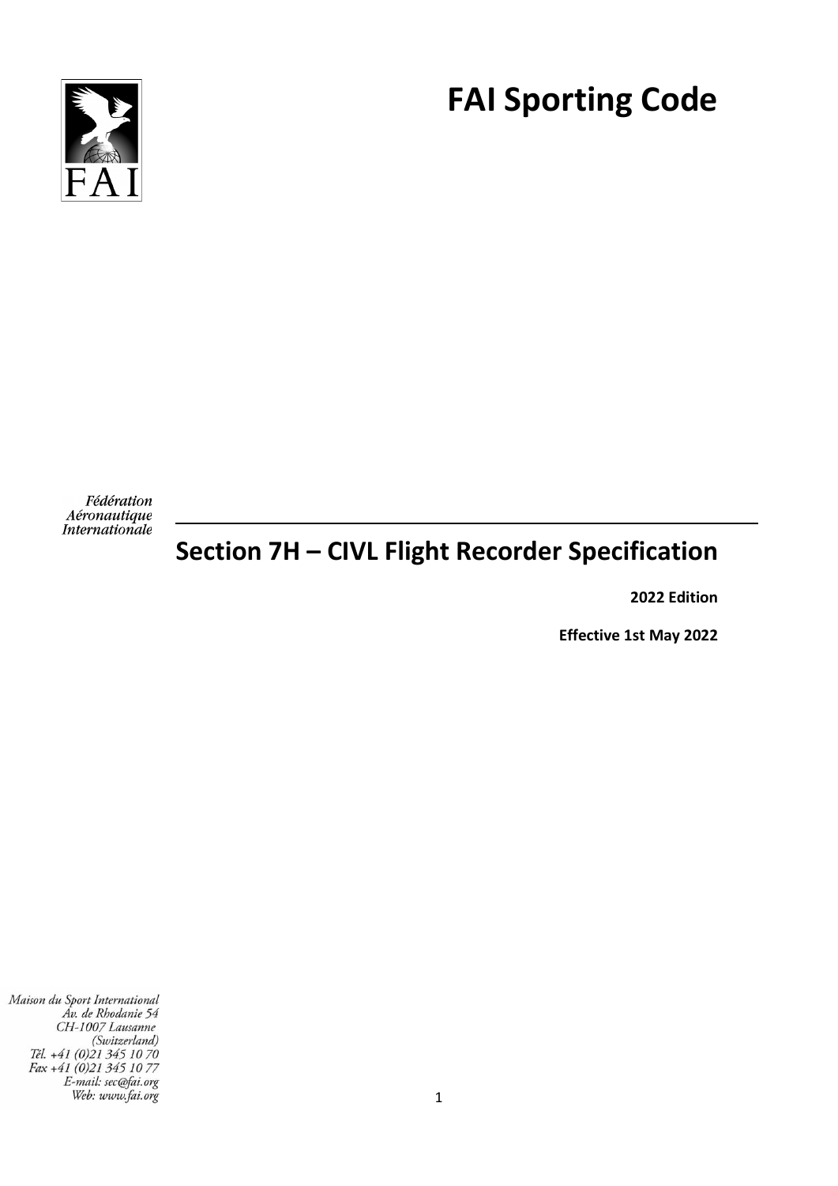# FAI Sporting Code

Fédération Aéronautique Internationale

## Section 7H – CIVL Flight Recorder Specification

**2022 Edition**

**Effective 1st May 2022**

Maison du Sport International
Av. de Rhodanie 54
CH-1007 Lausanne
(Switzerland)
Tél. +41 (0)21 345 10 70
Fax +41 (0)21 345 10 77
E-mail: sec@fai.org
Web: www.fai.org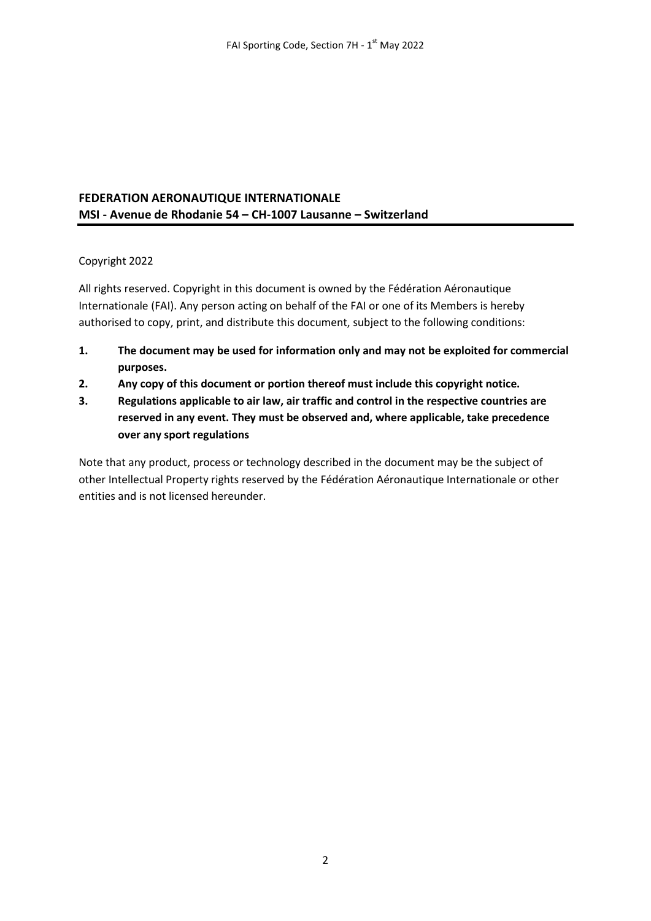**FEDERATION AERONAUTIQUE INTERNATIONALE**
**MSI - Avenue de Rhodanie 54 – CH-1007 Lausanne – Switzerland**

---

Copyright 2022

All rights reserved. Copyright in this document is owned by the Fédération Aéronautique Internationale (FAI). Any person acting on behalf of the FAI or one of its Members is hereby authorised to copy, print, and distribute this document, subject to the following conditions:

1. **The document may be used for information only and may not be exploited for commercial purposes.**
2. **Any copy of this document or portion thereof must include this copyright notice.**
3. **Regulations applicable to air law, air traffic and control in the respective countries are reserved in any event. They must be observed and, where applicable, take precedence over any sport regulations**

Note that any product, process or technology described in the document may be the subject of other Intellectual Property rights reserved by the Fédération Aéronautique Internationale or other entities and is not licensed hereunder.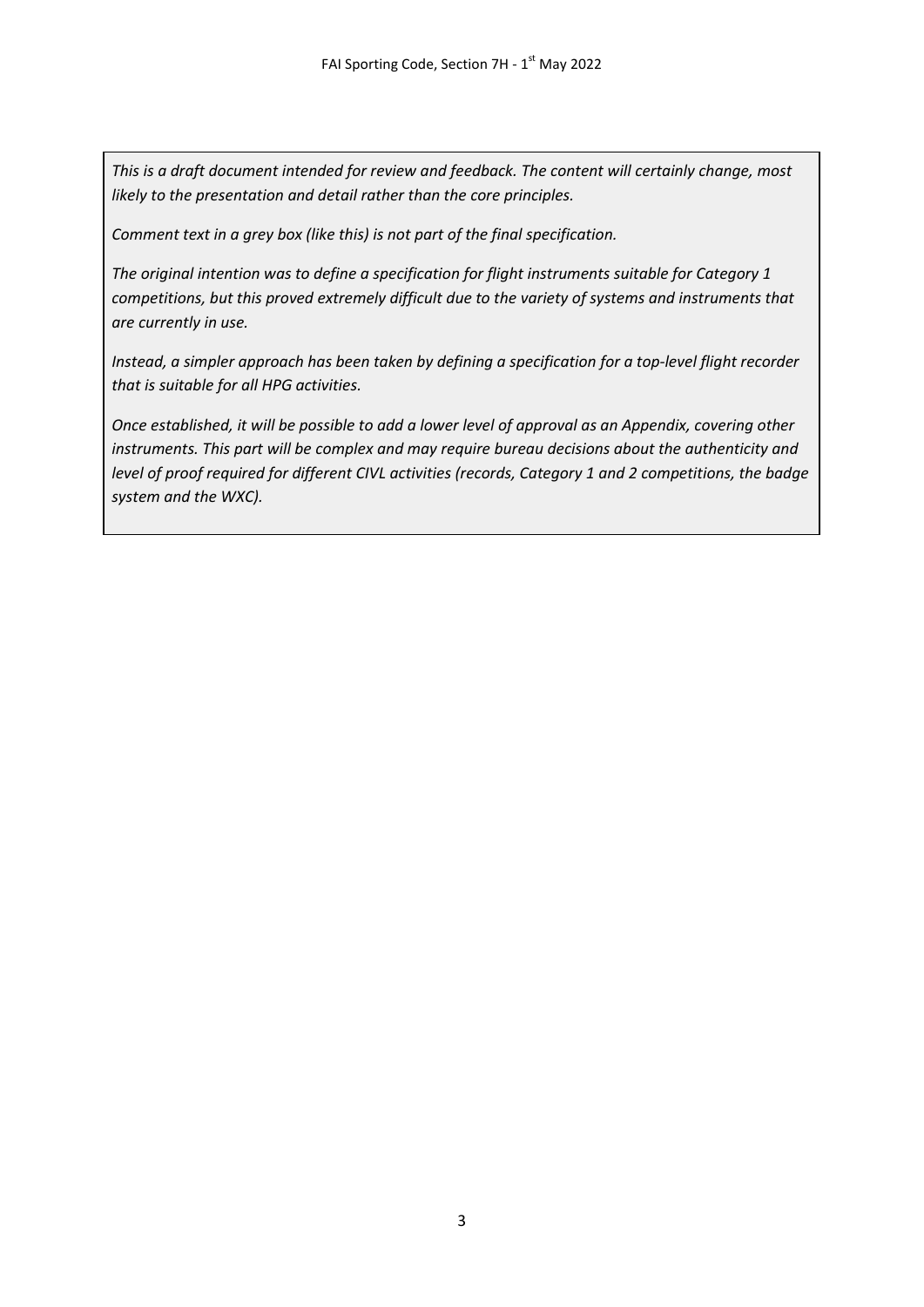*This is a draft document intended for review and feedback. The content will certainly change, most likely to the presentation and detail rather than the core principles.*

*Comment text in a grey box (like this) is not part of the final specification.*

*The original intention was to define a specification for flight instruments suitable for Category 1 competitions, but this proved extremely difficult due to the variety of systems and instruments that are currently in use.*

*Instead, a simpler approach has been taken by defining a specification for a top-level flight recorder that is suitable for all HPG activities.*

*Once established, it will be possible to add a lower level of approval as an Appendix, covering other instruments. This part will be complex and may require bureau decisions about the authenticity and level of proof required for different CIVL activities (records, Category 1 and 2 competitions, the badge system and the WXC).*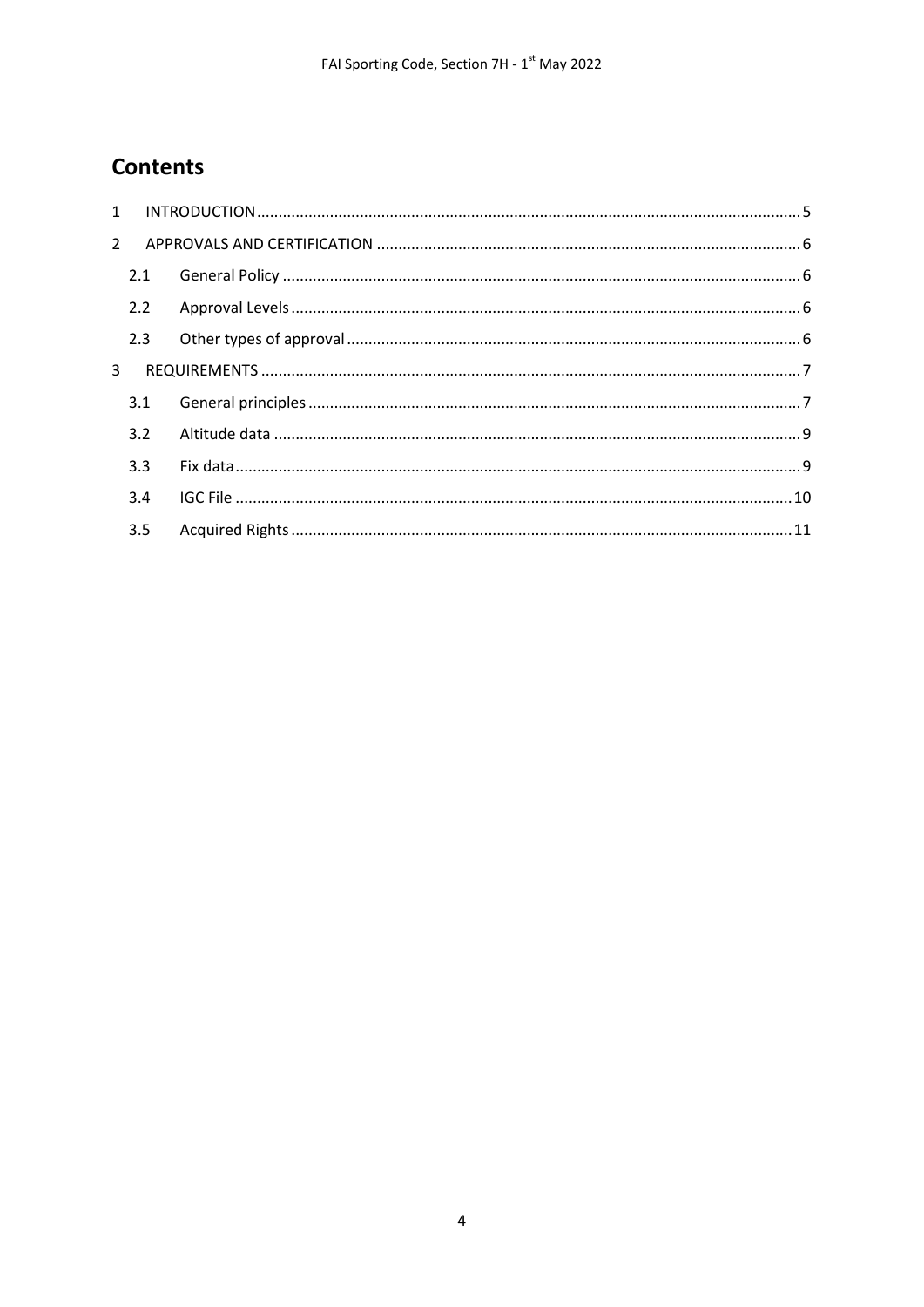## Contents

| | | |
|---|---|---|
| 1 | INTRODUCTION | 5 |
| 2 | APPROVALS AND CERTIFICATION | 6 |
| 2.1 | General Policy | 6 |
| 2.2 | Approval Levels | 6 |
| 2.3 | Other types of approval | 6 |
| 3 | REQUIREMENTS | 7 |
| 3.1 | General principles | 7 |
| 3.2 | Altitude data | 9 |
| 3.3 | Fix data | 9 |
| 3.4 | IGC File | 10 |
| 3.5 | Acquired Rights | 11 |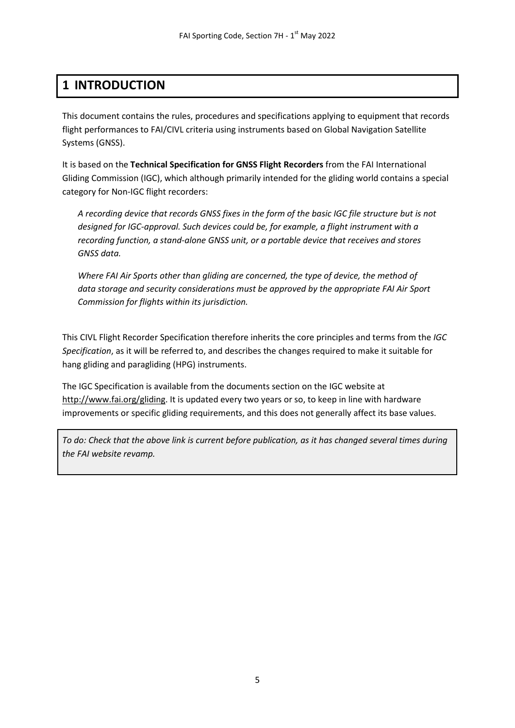# 1 INTRODUCTION

This document contains the rules, procedures and specifications applying to equipment that records flight performances to FAI/CIVL criteria using instruments based on Global Navigation Satellite Systems (GNSS).

It is based on the **Technical Specification for GNSS Flight Recorders** from the FAI International Gliding Commission (IGC), which although primarily intended for the gliding world contains a special category for Non-IGC flight recorders:

> *A recording device that records GNSS fixes in the form of the basic IGC file structure but is not designed for IGC-approval. Such devices could be, for example, a flight instrument with a recording function, a stand-alone GNSS unit, or a portable device that receives and stores GNSS data.*
>
> *Where FAI Air Sports other than gliding are concerned, the type of device, the method of data storage and security considerations must be approved by the appropriate FAI Air Sport Commission for flights within its jurisdiction.*

This CIVL Flight Recorder Specification therefore inherits the core principles and terms from the *IGC Specification*, as it will be referred to, and describes the changes required to make it suitable for hang gliding and paragliding (HPG) instruments.

The IGC Specification is available from the documents section on the IGC website at http://www.fai.org/gliding. It is updated every two years or so, to keep in line with hardware improvements or specific gliding requirements, and this does not generally affect its base values.

*To do: Check that the above link is current before publication, as it has changed several times during the FAI website revamp.*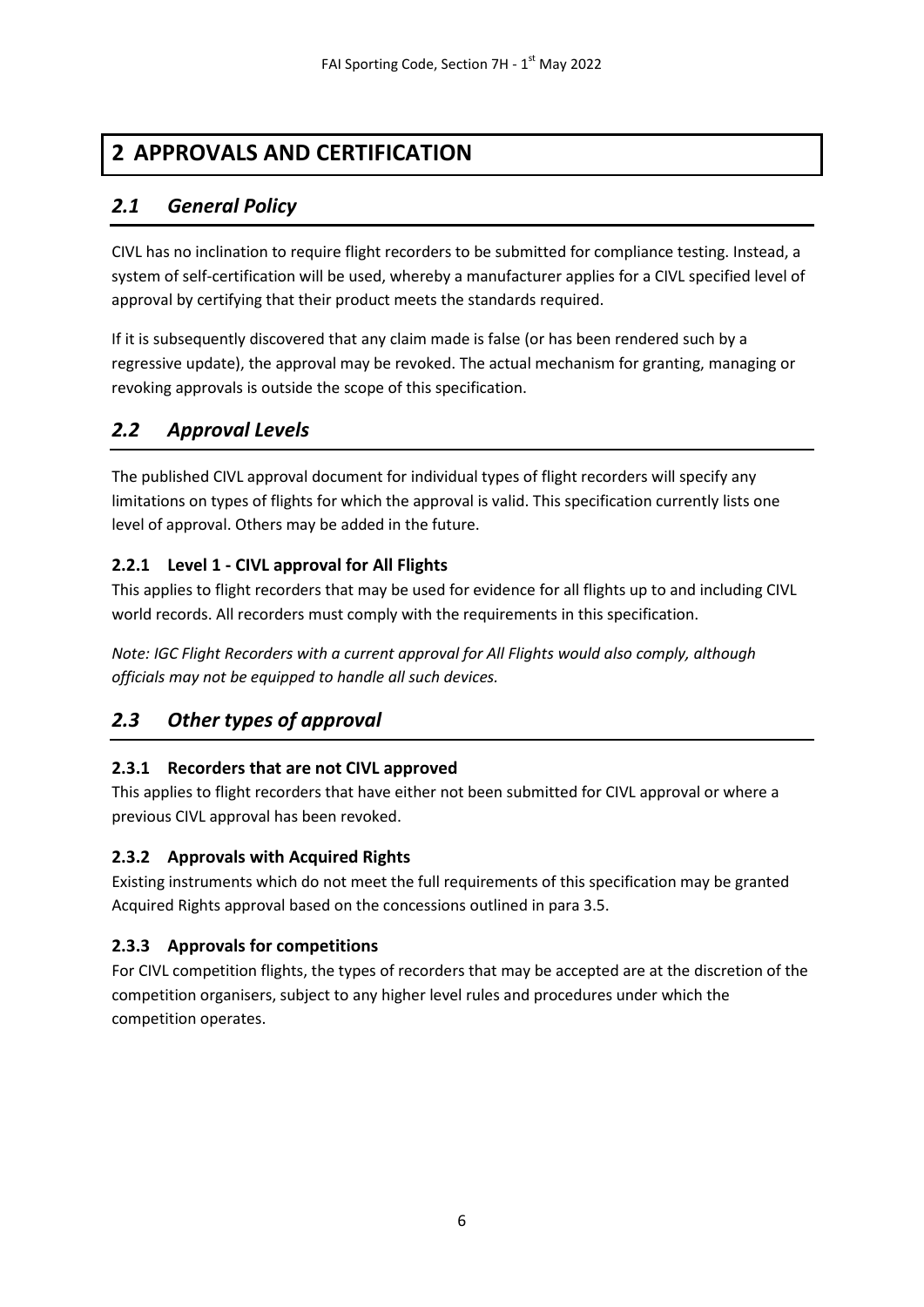# 2 APPROVALS AND CERTIFICATION

## *2.1 General Policy*

CIVL has no inclination to require flight recorders to be submitted for compliance testing. Instead, a system of self-certification will be used, whereby a manufacturer applies for a CIVL specified level of approval by certifying that their product meets the standards required.

If it is subsequently discovered that any claim made is false (or has been rendered such by a regressive update), the approval may be revoked. The actual mechanism for granting, managing or revoking approvals is outside the scope of this specification.

## *2.2 Approval Levels*

The published CIVL approval document for individual types of flight recorders will specify any limitations on types of flights for which the approval is valid. This specification currently lists one level of approval. Others may be added in the future.

### 2.2.1 Level 1 - CIVL approval for All Flights

This applies to flight recorders that may be used for evidence for all flights up to and including CIVL world records. All recorders must comply with the requirements in this specification.

*Note: IGC Flight Recorders with a current approval for All Flights would also comply, although officials may not be equipped to handle all such devices.*

## *2.3 Other types of approval*

### 2.3.1 Recorders that are not CIVL approved

This applies to flight recorders that have either not been submitted for CIVL approval or where a previous CIVL approval has been revoked.

### 2.3.2 Approvals with Acquired Rights

Existing instruments which do not meet the full requirements of this specification may be granted Acquired Rights approval based on the concessions outlined in para 3.5.

### 2.3.3 Approvals for competitions

For CIVL competition flights, the types of recorders that may be accepted are at the discretion of the competition organisers, subject to any higher level rules and procedures under which the competition operates.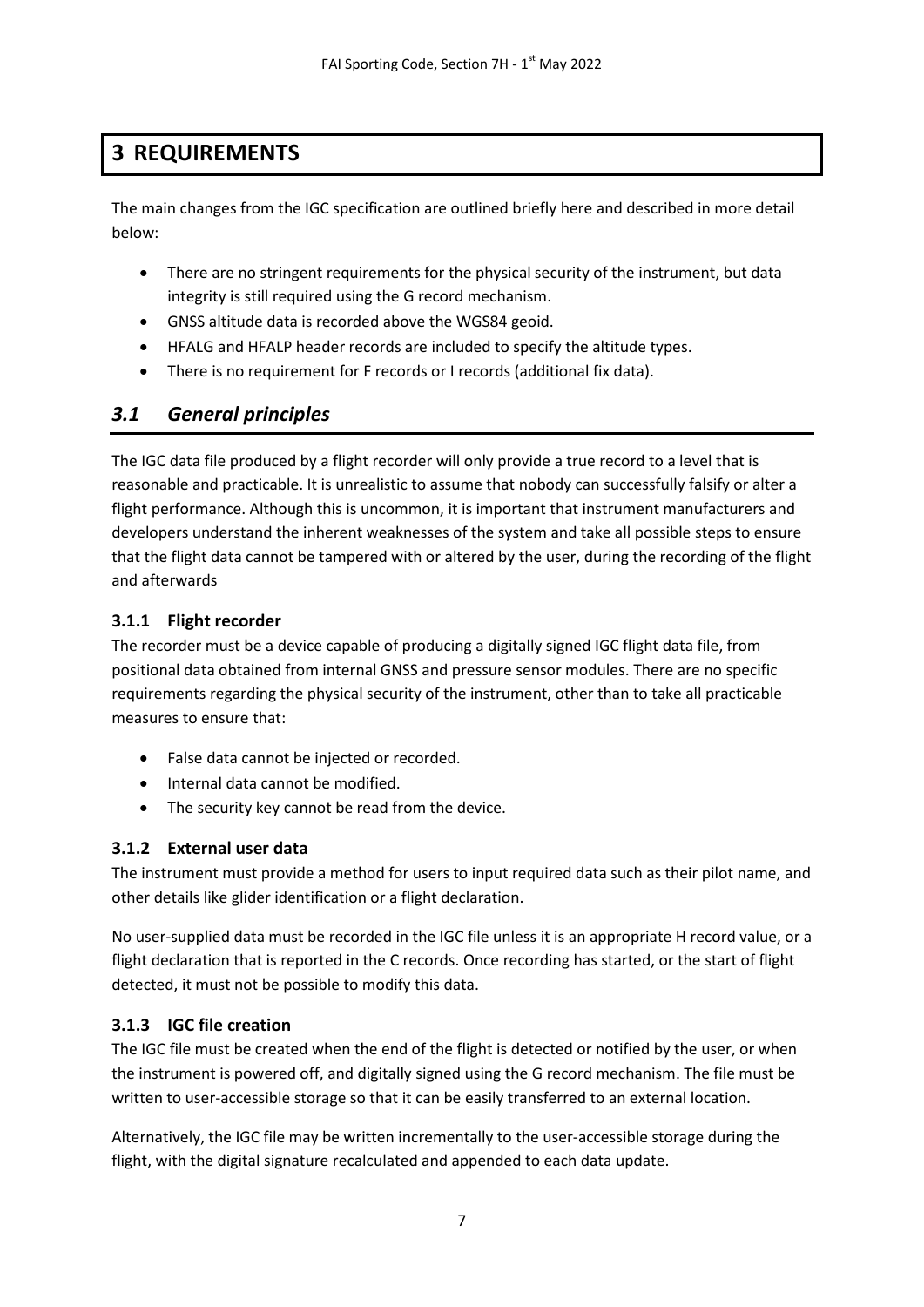# 3 REQUIREMENTS

The main changes from the IGC specification are outlined briefly here and described in more detail below:

- There are no stringent requirements for the physical security of the instrument, but data integrity is still required using the G record mechanism.
- GNSS altitude data is recorded above the WGS84 geoid.
- HFALG and HFALP header records are included to specify the altitude types.
- There is no requirement for F records or I records (additional fix data).

## *3.1 General principles*

The IGC data file produced by a flight recorder will only provide a true record to a level that is reasonable and practicable. It is unrealistic to assume that nobody can successfully falsify or alter a flight performance. Although this is uncommon, it is important that instrument manufacturers and developers understand the inherent weaknesses of the system and take all possible steps to ensure that the flight data cannot be tampered with or altered by the user, during the recording of the flight and afterwards

### 3.1.1 Flight recorder

The recorder must be a device capable of producing a digitally signed IGC flight data file, from positional data obtained from internal GNSS and pressure sensor modules. There are no specific requirements regarding the physical security of the instrument, other than to take all practicable measures to ensure that:

- False data cannot be injected or recorded.
- Internal data cannot be modified.
- The security key cannot be read from the device.

### 3.1.2 External user data

The instrument must provide a method for users to input required data such as their pilot name, and other details like glider identification or a flight declaration.

No user-supplied data must be recorded in the IGC file unless it is an appropriate H record value, or a flight declaration that is reported in the C records. Once recording has started, or the start of flight detected, it must not be possible to modify this data.

### 3.1.3 IGC file creation

The IGC file must be created when the end of the flight is detected or notified by the user, or when the instrument is powered off, and digitally signed using the G record mechanism. The file must be written to user-accessible storage so that it can be easily transferred to an external location.

Alternatively, the IGC file may be written incrementally to the user-accessible storage during the flight, with the digital signature recalculated and appended to each data update.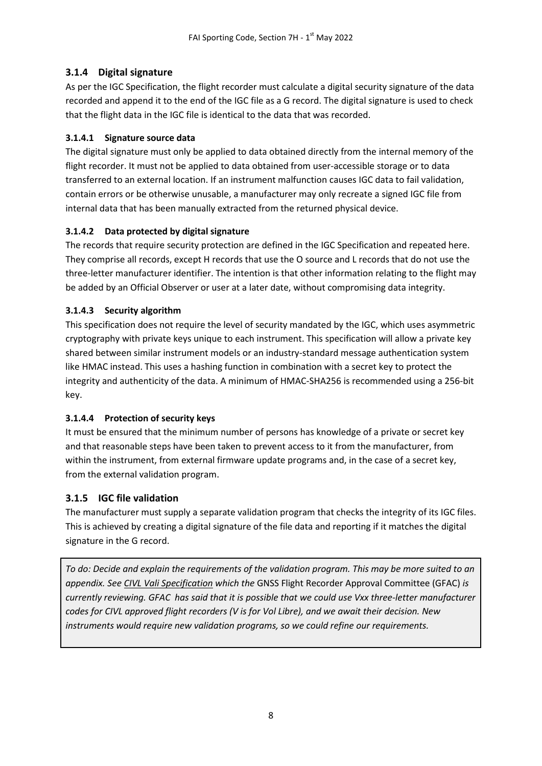### 3.1.4 Digital signature

As per the IGC Specification, the flight recorder must calculate a digital security signature of the data recorded and append it to the end of the IGC file as a G record. The digital signature is used to check that the flight data in the IGC file is identical to the data that was recorded.

#### 3.1.4.1 Signature source data

The digital signature must only be applied to data obtained directly from the internal memory of the flight recorder. It must not be applied to data obtained from user-accessible storage or to data transferred to an external location. If an instrument malfunction causes IGC data to fail validation, contain errors or be otherwise unusable, a manufacturer may only recreate a signed IGC file from internal data that has been manually extracted from the returned physical device.

#### 3.1.4.2 Data protected by digital signature

The records that require security protection are defined in the IGC Specification and repeated here. They comprise all records, except H records that use the O source and L records that do not use the three-letter manufacturer identifier. The intention is that other information relating to the flight may be added by an Official Observer or user at a later date, without compromising data integrity.

#### 3.1.4.3 Security algorithm

This specification does not require the level of security mandated by the IGC, which uses asymmetric cryptography with private keys unique to each instrument. This specification will allow a private key shared between similar instrument models or an industry-standard message authentication system like HMAC instead. This uses a hashing function in combination with a secret key to protect the integrity and authenticity of the data. A minimum of HMAC-SHA256 is recommended using a 256-bit key.

#### 3.1.4.4 Protection of security keys

It must be ensured that the minimum number of persons has knowledge of a private or secret key and that reasonable steps have been taken to prevent access to it from the manufacturer, from within the instrument, from external firmware update programs and, in the case of a secret key, from the external validation program.

### 3.1.5 IGC file validation

The manufacturer must supply a separate validation program that checks the integrity of its IGC files. This is achieved by creating a digital signature of the file data and reporting if it matches the digital signature in the G record.

*To do: Decide and explain the requirements of the validation program. This may be more suited to an appendix. See CIVL Vali Specification which the* GNSS Flight Recorder Approval Committee (GFAC) *is currently reviewing. GFAC has said that it is possible that we could use Vxx three-letter manufacturer codes for CIVL approved flight recorders (V is for Vol Libre), and we await their decision. New instruments would require new validation programs, so we could refine our requirements.*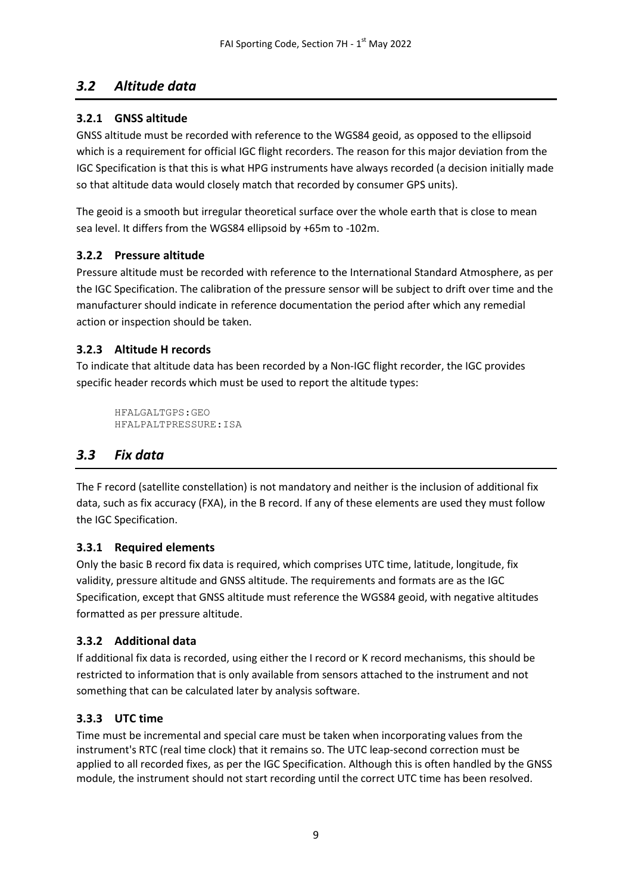## *3.2 Altitude data*

### 3.2.1 GNSS altitude

GNSS altitude must be recorded with reference to the WGS84 geoid, as opposed to the ellipsoid which is a requirement for official IGC flight recorders. The reason for this major deviation from the IGC Specification is that this is what HPG instruments have always recorded (a decision initially made so that altitude data would closely match that recorded by consumer GPS units).

The geoid is a smooth but irregular theoretical surface over the whole earth that is close to mean sea level. It differs from the WGS84 ellipsoid by +65m to -102m.

### 3.2.2 Pressure altitude

Pressure altitude must be recorded with reference to the International Standard Atmosphere, as per the IGC Specification. The calibration of the pressure sensor will be subject to drift over time and the manufacturer should indicate in reference documentation the period after which any remedial action or inspection should be taken.

### 3.2.3 Altitude H records

To indicate that altitude data has been recorded by a Non-IGC flight recorder, the IGC provides specific header records which must be used to report the altitude types:

```
HFALGALTGPS:GEO
HFALPALTPRESSURE:ISA
```

## *3.3 Fix data*

The F record (satellite constellation) is not mandatory and neither is the inclusion of additional fix data, such as fix accuracy (FXA), in the B record. If any of these elements are used they must follow the IGC Specification.

### 3.3.1 Required elements

Only the basic B record fix data is required, which comprises UTC time, latitude, longitude, fix validity, pressure altitude and GNSS altitude. The requirements and formats are as the IGC Specification, except that GNSS altitude must reference the WGS84 geoid, with negative altitudes formatted as per pressure altitude.

### 3.3.2 Additional data

If additional fix data is recorded, using either the I record or K record mechanisms, this should be restricted to information that is only available from sensors attached to the instrument and not something that can be calculated later by analysis software.

### 3.3.3 UTC time

Time must be incremental and special care must be taken when incorporating values from the instrument's RTC (real time clock) that it remains so. The UTC leap-second correction must be applied to all recorded fixes, as per the IGC Specification. Although this is often handled by the GNSS module, the instrument should not start recording until the correct UTC time has been resolved.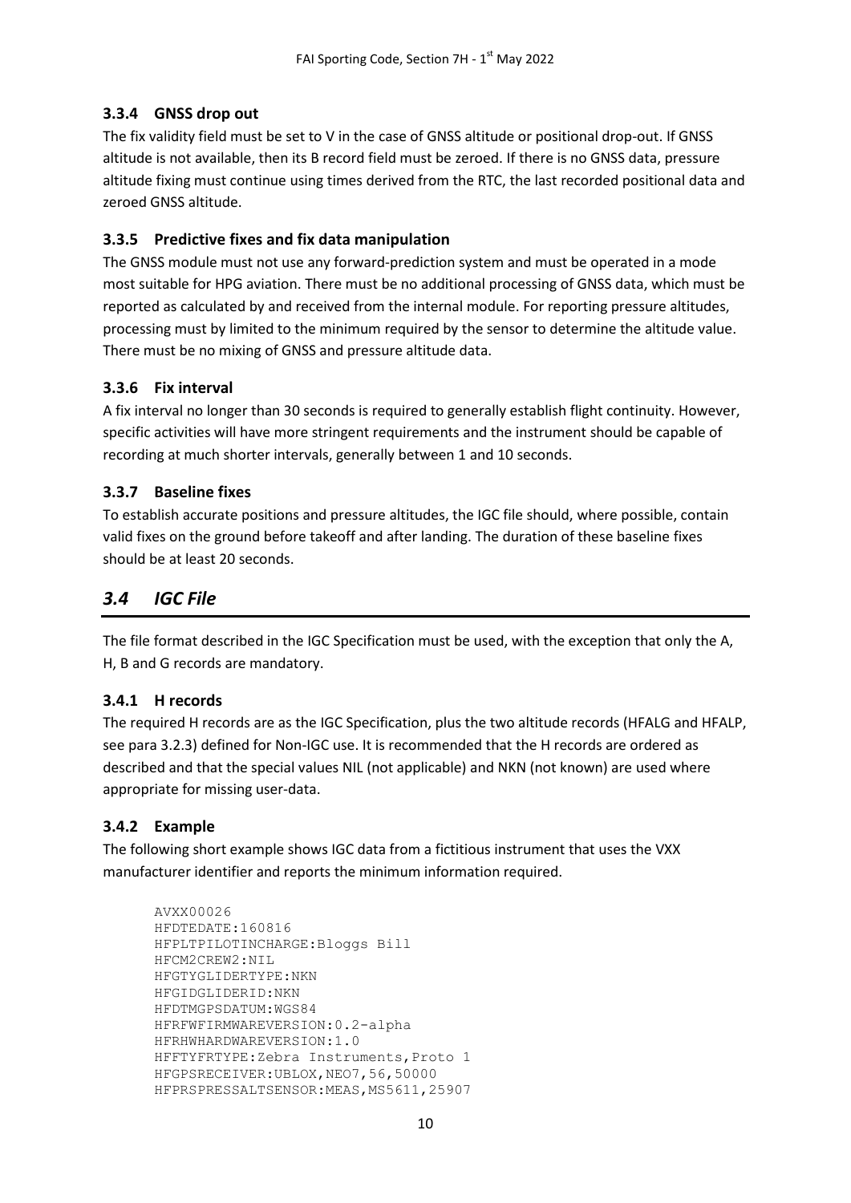### 3.3.4 GNSS drop out

The fix validity field must be set to V in the case of GNSS altitude or positional drop-out. If GNSS altitude is not available, then its B record field must be zeroed. If there is no GNSS data, pressure altitude fixing must continue using times derived from the RTC, the last recorded positional data and zeroed GNSS altitude.

### 3.3.5 Predictive fixes and fix data manipulation

The GNSS module must not use any forward-prediction system and must be operated in a mode most suitable for HPG aviation. There must be no additional processing of GNSS data, which must be reported as calculated by and received from the internal module. For reporting pressure altitudes, processing must by limited to the minimum required by the sensor to determine the altitude value. There must be no mixing of GNSS and pressure altitude data.

### 3.3.6 Fix interval

A fix interval no longer than 30 seconds is required to generally establish flight continuity. However, specific activities will have more stringent requirements and the instrument should be capable of recording at much shorter intervals, generally between 1 and 10 seconds.

### 3.3.7 Baseline fixes

To establish accurate positions and pressure altitudes, the IGC file should, where possible, contain valid fixes on the ground before takeoff and after landing. The duration of these baseline fixes should be at least 20 seconds.

## *3.4 IGC File*

The file format described in the IGC Specification must be used, with the exception that only the A, H, B and G records are mandatory.

### 3.4.1 H records

The required H records are as the IGC Specification, plus the two altitude records (HFALG and HFALP, see para 3.2.3) defined for Non-IGC use. It is recommended that the H records are ordered as described and that the special values NIL (not applicable) and NKN (not known) are used where appropriate for missing user-data.

### 3.4.2 Example

The following short example shows IGC data from a fictitious instrument that uses the VXX manufacturer identifier and reports the minimum information required.

```
AVXX00026
HFDTEDATE:160816
HFPLTPILOTINCHARGE:Bloggs Bill
HFCM2CREW2:NIL
HFGTYGLIDERTYPE:NKN
HFGIDGLIDERID:NKN
HFDTMGPSDATUM:WGS84
HFRFWFIRMWAREVERSION:0.2-alpha
HFRHWHARDWAREVERSION:1.0
HFFTYFRTYPE:Zebra Instruments,Proto 1
HFGPSRECEIVER:UBLOX,NEO7,56,50000
HFPRSPRESSALTSENSOR:MEAS,MS5611,25907
```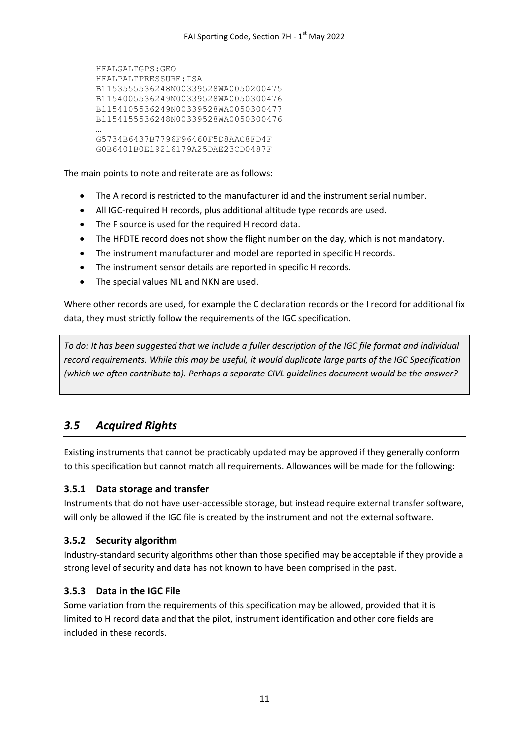```
HFALGALTGPS:GEO
HFALPALTPRESSURE:ISA
B1153555536248N00339528WA0050200475
B1154005536249N00339528WA0050300476
B1154105536249N00339528WA0050300477
B1154155536248N00339528WA0050300476
…
G5734B6437B7796F96460F5D8AAC8FD4F
G0B6401B0E19216179A25DAE23CD0487F
```

The main points to note and reiterate are as follows:

- The A record is restricted to the manufacturer id and the instrument serial number.
- All IGC-required H records, plus additional altitude type records are used.
- The F source is used for the required H record data.
- The HFDTE record does not show the flight number on the day, which is not mandatory.
- The instrument manufacturer and model are reported in specific H records.
- The instrument sensor details are reported in specific H records.
- The special values NIL and NKN are used.

Where other records are used, for example the C declaration records or the I record for additional fix data, they must strictly follow the requirements of the IGC specification.

*To do: It has been suggested that we include a fuller description of the IGC file format and individual record requirements. While this may be useful, it would duplicate large parts of the IGC Specification (which we often contribute to). Perhaps a separate CIVL guidelines document would be the answer?*

## *3.5 Acquired Rights*

Existing instruments that cannot be practicably updated may be approved if they generally conform to this specification but cannot match all requirements. Allowances will be made for the following:

### 3.5.1 Data storage and transfer

Instruments that do not have user-accessible storage, but instead require external transfer software, will only be allowed if the IGC file is created by the instrument and not the external software.

### 3.5.2 Security algorithm

Industry-standard security algorithms other than those specified may be acceptable if they provide a strong level of security and data has not known to have been comprised in the past.

### 3.5.3 Data in the IGC File

Some variation from the requirements of this specification may be allowed, provided that it is limited to H record data and that the pilot, instrument identification and other core fields are included in these records.